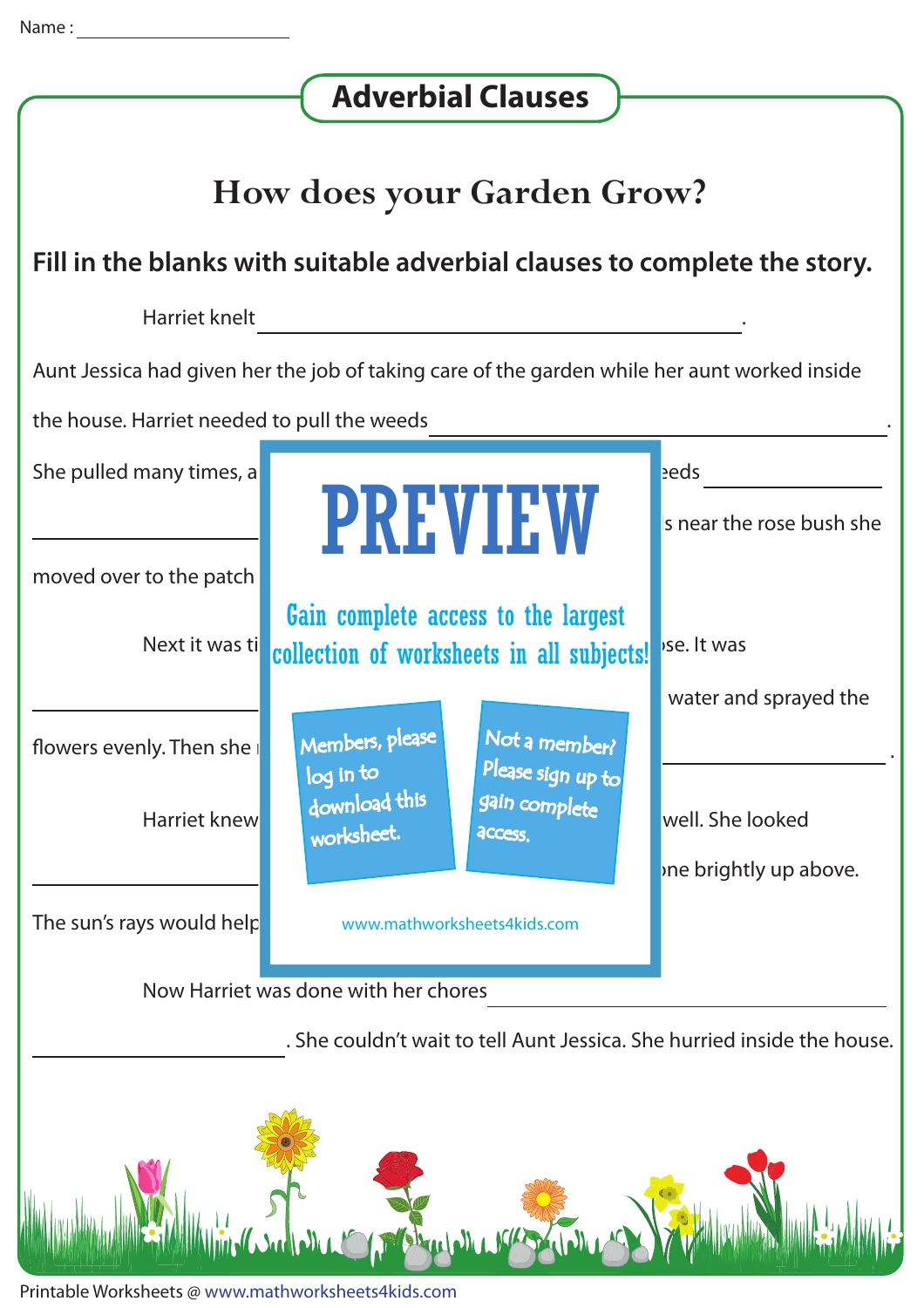Name : ____________________

# Adverbial Clauses

## How does your Garden Grow?

**Fill in the blanks with suitable adverbial clauses to complete the story.**

Harriet knelt ________________________________________.

Aunt Jessica had given her the job of taking care of the garden while her aunt worked inside the house. Harriet needed to pull the weeds ________________________________.

She pulled many times, a eeds ______________

______________ s near the rose bush she moved over to the patch

Next it was ti se. It was

______________ water and sprayed the flowers evenly. Then she ______________.

Harriet knew well. She looked

______________ ne brightly up above.

The sun's rays would help

**PREVIEW**

Gain complete access to the largest collection of worksheets in all subjects!

Members, please log in to download this worksheet.

Not a member? Please sign up to gain complete access.

www.mathworksheets4kids.com

Now Harriet was done with her chores ________________________________

______________________. She couldn't wait to tell Aunt Jessica. She hurried inside the house.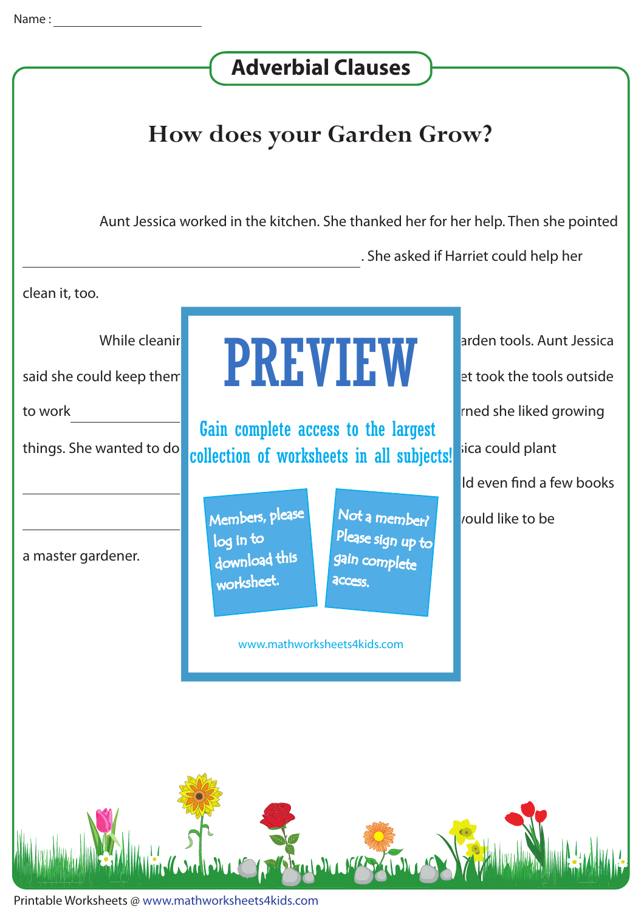Name : ____________________

## Adverbial Clauses

# How does your Garden Grow?

Aunt Jessica worked in the kitchen. She thanked her for her help. Then she pointed ________________________________________. She asked if Harriet could help her clean it, too.

While cleanir arden tools. Aunt Jessica said she could keep them et took the tools outside to work ____________ rned she liked growing things. She wanted to do ica could plant ____________ ld even find a few books ____________ vould like to be a master gardener.

PREVIEW

Gain complete access to the largest collection of worksheets in all subjects!

Members, please log in to download this worksheet.

Not a member? Please sign up to gain complete access.

www.mathworksheets4kids.com

Printable Worksheets @ www.mathworksheets4kids.com